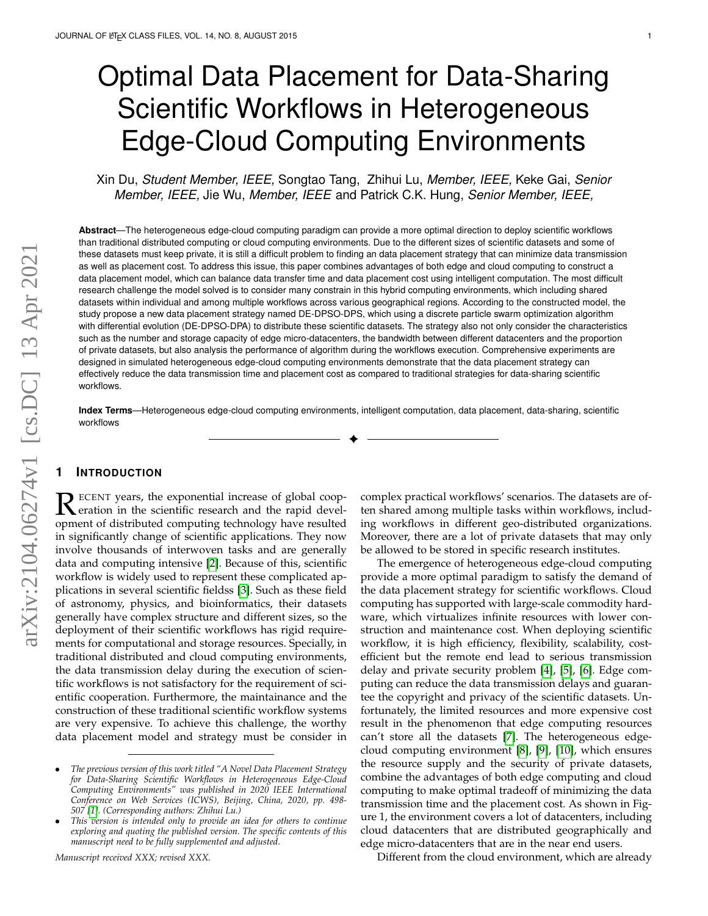# Optimal Data Placement for Data-Sharing Scientific Workflows in Heterogeneous Edge-Cloud Computing Environments

Xin Du, *Student Member, IEEE,* Songtao Tang, Zhihui Lu, *Member, IEEE,* Keke Gai, *Senior Member, IEEE,* Jie Wu, *Member, IEEE* and Patrick C.K. Hung, *Senior Member, IEEE,*

**Abstract**—The heterogeneous edge-cloud computing paradigm can provide a more optimal direction to deploy scientific workflows than traditional distributed computing or cloud computing environments. Due to the different sizes of scientific datasets and some of these datasets must keep private, it is still a difficult problem to finding an data placement strategy that can minimize data transmission as well as placement cost. To address this issue, this paper combines advantages of both edge and cloud computing to construct a data placement model, which can balance data transfer time and data placement cost using intelligent computation. The most difficult research challenge the model solved is to consider many constrain in this hybrid computing environments, which including shared datasets within individual and among multiple workflows across various geographical regions. According to the constructed model, the study propose a new data placement strategy named DE-DPSO-DPS, which using a discrete particle swarm optimization algorithm with differential evolution (DE-DPSO-DPA) to distribute these scientific datasets. The strategy also not only consider the characteristics such as the number and storage capacity of edge micro-datacenters, the bandwidth between different datacenters and the proportion of private datasets, but also analysis the performance of algorithm during the workflows execution. Comprehensive experiments are designed in simulated heterogeneous edge-cloud computing environments demonstrate that the data placement strategy can effectively reduce the data transmission time and placement cost as compared to traditional strategies for data-sharing scientific workflows.

**Index Terms**—Heterogeneous edge-cloud computing environments, intelligent computation, data placement, data-sharing, scientific workflows

## 1 Introduction

Recent years, the exponential increase of global cooperation in the scientific research and the rapid development of distributed computing technology have resulted in significantly change of scientific applications. They now involve thousands of interwoven tasks and are generally data and computing intensive [2]. Because of this, scientific workflow is widely used to represent these complicated applications in several scientific fieldss [3]. Such as these field of astronomy, physics, and bioinformatics, their datasets generally have complex structure and different sizes, so the deployment of their scientific workflows has rigid requirements for computational and storage resources. Specially, in traditional distributed and cloud computing environments, the data transmission delay during the execution of scientific workflows is not satisfactory for the requirement of scientific cooperation. Furthermore, the maintainance and the construction of these traditional scientific workflow systems are very expensive. To achieve this challenge, the worthy data placement model and strategy must be consider in complex practical workflows' scenarios. The datasets are often shared among multiple tasks within workflows, including workflows in different geo-distributed organizations. Moreover, there are a lot of private datasets that may only be allowed to be stored in specific research institutes.

The emergence of heterogeneous edge-cloud computing provide a more optimal paradigm to satisfy the demand of the data placement strategy for scientific workflows. Cloud computing has supported with large-scale commodity hardware, which virtualizes infinite resources with lower construction and maintenance cost. When deploying scientific workflow, it is high efficiency, flexibility, scalability, cost-efficient but the remote end lead to serious transmission delay and private security problem [4], [5], [6]. Edge computing can reduce the data transmission delays and guarantee the copyright and privacy of the scientific datasets. Unfortunately, the limited resources and more expensive cost result in the phenomenon that edge computing resources can't store all the datasets [7]. The heterogeneous edge-cloud computing environment [8], [9], [10], which ensures the resource supply and the security of private datasets, combine the advantages of both edge computing and cloud computing to make optimal tradeoff of minimizing the data transmission time and the placement cost. As shown in Figure 1, the environment covers a lot of datacenters, including cloud datacenters that are distributed geographically and edge micro-datacenters that are in the near end users.

Different from the cloud environment, which are already

- *The previous version of this work titled "A Novel Data Placement Strategy for Data-Sharing Scientific Workflows in Heterogeneous Edge-Cloud Computing Environments" was published in 2020 IEEE International Conference on Web Services (ICWS), Beijing, China, 2020, pp. 498-507 [1]. (Corresponding authors: Zhihui Lu.)*
- *This version is intended only to provide an idea for others to continue exploring and quoting the published version. The specific contents of this manuscript need to be fully supplemented and adjusted.*

*Manuscript received XXX; revised XXX.*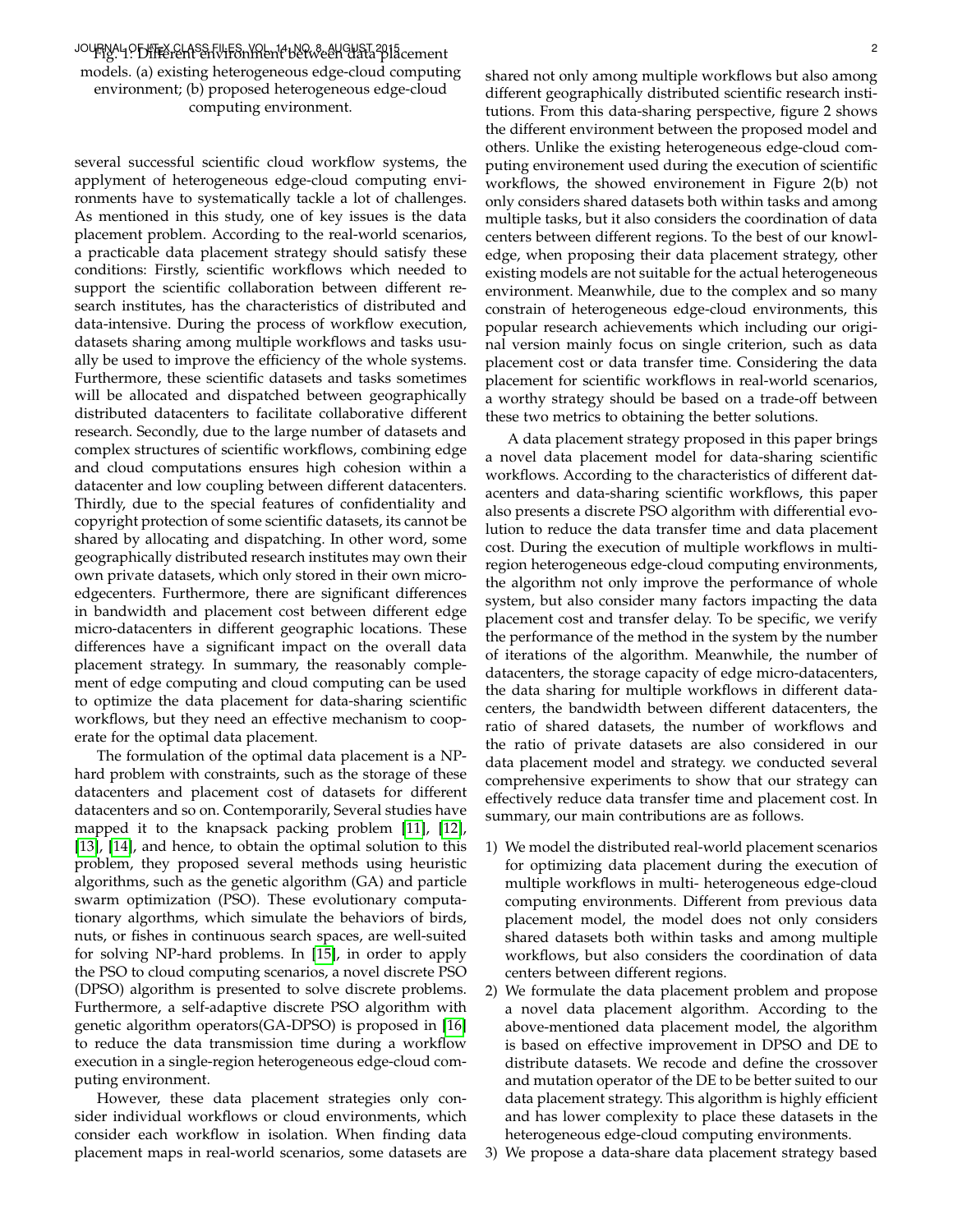Fig. 1: Different environment between data placement models. (a) existing heterogeneous edge-cloud computing environment; (b) proposed heterogeneous edge-cloud computing environment.

several successful scientific cloud workflow systems, the applyment of heterogeneous edge-cloud computing environments have to systematically tackle a lot of challenges. As mentioned in this study, one of key issues is the data placement problem. According to the real-world scenarios, a practicable data placement strategy should satisfy these conditions: Firstly, scientific workflows which needed to support the scientific collaboration between different research institutes, has the characteristics of distributed and data-intensive. During the process of workflow execution, datasets sharing among multiple workflows and tasks usually be used to improve the efficiency of the whole systems. Furthermore, these scientific datasets and tasks sometimes will be allocated and dispatched between geographically distributed datacenters to facilitate collaborative different research. Secondly, due to the large number of datasets and complex structures of scientific workflows, combining edge and cloud computations ensures high cohesion within a datacenter and low coupling between different datacenters. Thirdly, due to the special features of confidentiality and copyright protection of some scientific datasets, its cannot be shared by allocating and dispatching. In other word, some geographically distributed research institutes may own their own private datasets, which only stored in their own micro-edgecenters. Furthermore, there are significant differences in bandwidth and placement cost between different edge micro-datacenters in different geographic locations. These differences have a significant impact on the overall data placement strategy. In summary, the reasonably complement of edge computing and cloud computing can be used to optimize the data placement for data-sharing scientific workflows, but they need an effective mechanism to cooperate for the optimal data placement.

The formulation of the optimal data placement is a NP-hard problem with constraints, such as the storage of these datacenters and placement cost of datasets for different datacenters and so on. Contemporarily, Several studies have mapped it to the knapsack packing problem [11], [12], [13], [14], and hence, to obtain the optimal solution to this problem, they proposed several methods using heuristic algorithms, such as the genetic algorithm (GA) and particle swarm optimization (PSO). These evolutionary computationary algorthms, which simulate the behaviors of birds, nuts, or fishes in continuous search spaces, are well-suited for solving NP-hard problems. In [15], in order to apply the PSO to cloud computing scenarios, a novel discrete PSO (DPSO) algorithm is presented to solve discrete problems. Furthermore, a self-adaptive discrete PSO algorithm with genetic algorithm operators(GA-DPSO) is proposed in [16] to reduce the data transmission time during a workflow execution in a single-region heterogeneous edge-cloud computing environment.

However, these data placement strategies only consider individual workflows or cloud environments, which consider each workflow in isolation. When finding data placement maps in real-world scenarios, some datasets are shared not only among multiple workflows but also among different geographically distributed scientific research institutions. From this data-sharing perspective, figure 2 shows the different environment between the proposed model and others. Unlike the existing heterogeneous edge-cloud computing environenment used during the execution of scientific workflows, the showed environenment in Figure 2(b) not only considers shared datasets both within tasks and among multiple tasks, but it also considers the coordination of data centers between different regions. To the best of our knowledge, when proposing their data placement strategy, other existing models are not suitable for the actual heterogeneous environment. Meanwhile, due to the complex and so many constrain of heterogeneous edge-cloud environments, this popular research achievements which including our original version mainly focus on single criterion, such as data placement cost or data transfer time. Considering the data placement for scientific workflows in real-world scenarios, a worthy strategy should be based on a trade-off between these two metrics to obtaining the better solutions.

A data placement strategy proposed in this paper brings a novel data placement model for data-sharing scientific workflows. According to the characteristics of different datacenters and data-sharing scientific workflows, this paper also presents a discrete PSO algorithm with differential evolution to reduce the data transfer time and data placement cost. During the execution of multiple workflows in multi-region heterogeneous edge-cloud computing environments, the algorithm not only improve the performance of whole system, but also consider many factors impacting the data placement cost and transfer delay. To be specific, we verify the performance of the method in the system by the number of iterations of the algorithm. Meanwhile, the number of datacenters, the storage capacity of edge micro-datacenters, the data sharing for multiple workflows in different datacenters, the bandwidth between different datacenters, the ratio of shared datasets, the number of workflows and the ratio of private datasets are also considered in our data placement model and strategy. we conducted several comprehensive experiments to show that our strategy can effectively reduce data transfer time and placement cost. In summary, our main contributions are as follows.

1) We model the distributed real-world placement scenarios for optimizing data placement during the execution of multiple workflows in multi- heterogeneous edge-cloud computing environments. Different from previous data placement model, the model does not only considers shared datasets both within tasks and among multiple workflows, but also considers the coordination of data centers between different regions.
2) We formulate the data placement problem and propose a novel data placement algorithm. According to the above-mentioned data placement model, the algorithm is based on effective improvement in DPSO and DE to distribute datasets. We recode and define the crossover and mutation operator of the DE to be better suited to our data placement strategy. This algorithm is highly efficient and has lower complexity to place these datasets in the heterogeneous edge-cloud computing environments.
3) We propose a data-share data placement strategy based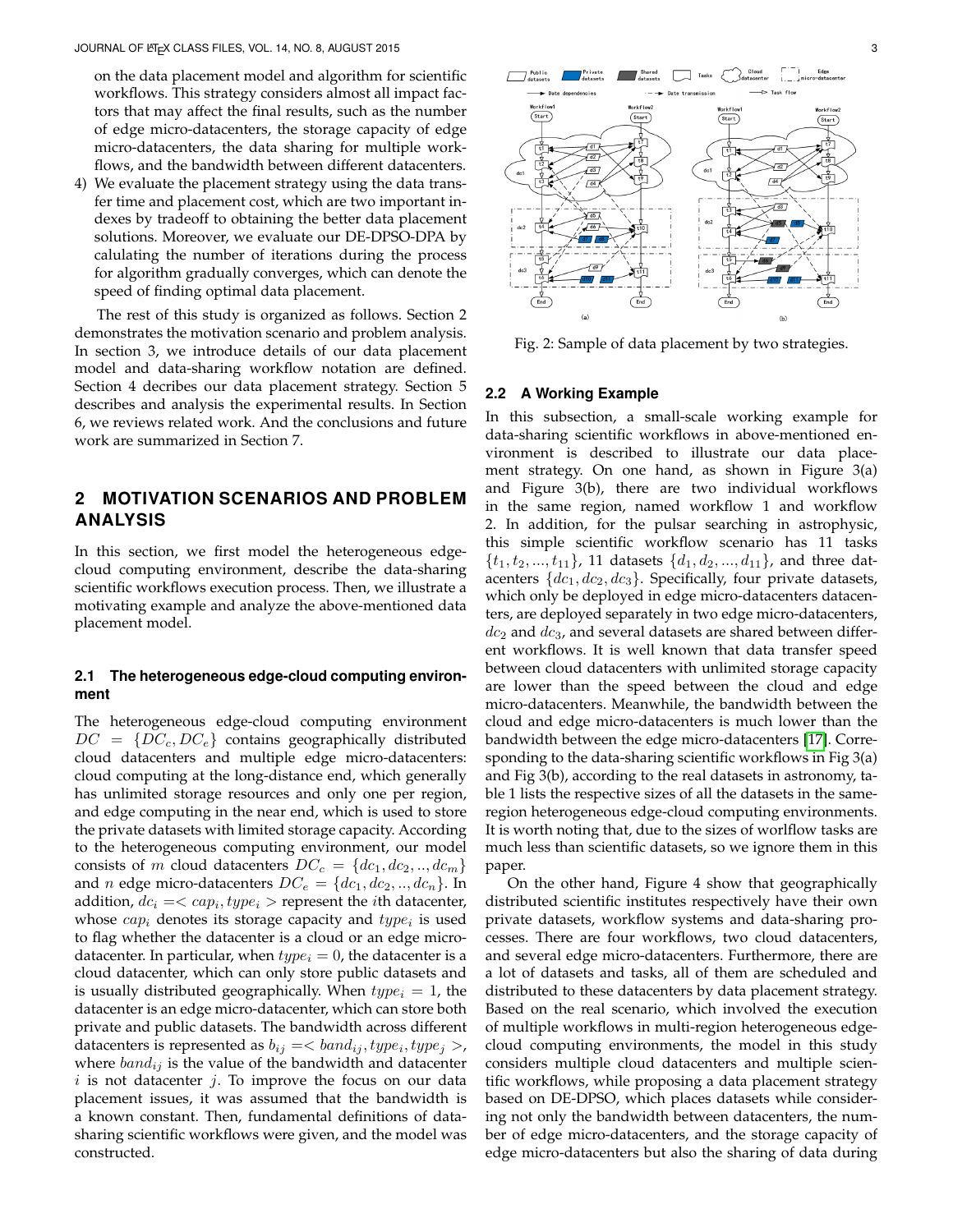on the data placement model and algorithm for scientific workflows. This strategy considers almost all impact factors that may affect the final results, such as the number of edge micro-datacenters, the storage capacity of edge micro-datacenters, the data sharing for multiple workflows, and the bandwidth between different datacenters.

4) We evaluate the placement strategy using the data transfer time and placement cost, which are two important indexes by tradeoff to obtaining the better data placement solutions. Moreover, we evaluate our DE-DPSO-DPA by calulating the number of iterations during the process for algorithm gradually converges, which can denote the speed of finding optimal data placement.

The rest of this study is organized as follows. Section 2 demonstrates the motivation scenario and problem analysis. In section 3, we introduce details of our data placement model and data-sharing workflow notation are defined. Section 4 decribes our data placement strategy. Section 5 describes and analysis the experimental results. In Section 6, we reviews related work. And the conclusions and future work are summarized in Section 7.

## 2 MOTIVATION SCENARIOS AND PROBLEM ANALYSIS

In this section, we first model the heterogeneous edge-cloud computing environment, describe the data-sharing scientific workflows execution process. Then, we illustrate a motivating example and analyze the above-mentioned data placement model.

### 2.1 The heterogeneous edge-cloud computing environment

The heterogeneous edge-cloud computing environment $DC = \{DC_c, DC_e\}$ contains geographically distributed cloud datacenters and multiple edge micro-datacenters: cloud computing at the long-distance end, which generally has unlimited storage resources and only one per region, and edge computing in the near end, which is used to store the private datasets with limited storage capacity. According to the heterogeneous computing environment, our model consists of $m$ cloud datacenters $DC_c = \{dc_1, dc_2, .., dc_m\}$ and $n$ edge micro-datacenters $DC_e = \{dc_1, dc_2, .., dc_n\}$. In addition, $dc_i =< cap_i, type_i >$ represent the $i$th datacenter, whose $cap_i$ denotes its storage capacity and $type_i$ is used to flag whether the datacenter is a cloud or an edge micro-datacenter. In particular, when $type_i = 0$, the datacenter is a cloud datacenter, which can only store public datasets and is usually distributed geographically. When $type_i = 1$, the datacenter is an edge micro-datacenter, which can store both private and public datasets. The bandwidth across different datacenters is represented as $b_{ij} =< band_{ij}, type_i, type_j >$, where $band_{ij}$ is the value of the bandwidth and datacenter $i$ is not datacenter $j$. To improve the focus on our data placement issues, it was assumed that the bandwidth is a known constant. Then, fundamental definitions of data-sharing scientific workflows were given, and the model was constructed.

Fig. 2: Sample of data placement by two strategies.

### 2.2 A Working Example

In this subsection, a small-scale working example for data-sharing scientific workflows in above-mentioned environment is described to illustrate our data placement strategy. On one hand, as shown in Figure 3(a) and Figure 3(b), there are two individual workflows in the same region, named workflow 1 and workflow 2. In addition, for the pulsar searching in astrophysic, this simple scientific workflow scenario has 11 tasks $\{t_1, t_2, ..., t_{11}\}$, 11 datasets $\{d_1, d_2, ..., d_{11}\}$, and three datacenters $\{dc_1, dc_2, dc_3\}$. Specifically, four private datasets, which only be deployed in edge micro-datacenters datacenters, are deployed separately in two edge micro-datacenters, $dc_2$ and $dc_3$, and several datasets are shared between different workflows. It is well known that data transfer speed between cloud datacenters with unlimited storage capacity are lower than the speed between the cloud and edge micro-datacenters. Meanwhile, the bandwidth between the cloud and edge micro-datacenters is much lower than the bandwidth between the edge micro-datacenters [17]. Corresponding to the data-sharing scientific workflows in Fig 3(a) and Fig 3(b), according to the real datasets in astronomy, table 1 lists the respective sizes of all the datasets in the same-region heterogeneous edge-cloud computing environments. It is worth noting that, due to the sizes of worlflow tasks are much less than scientific datasets, so we ignore them in this paper.

On the other hand, Figure 4 show that geographically distributed scientific institutes respectively have their own private datasets, workflow systems and data-sharing processes. There are four workflows, two cloud datacenters, and several edge micro-datacenters. Furthermore, there are a lot of datasets and tasks, all of them are scheduled and distributed to these datacenters by data placement strategy. Based on the real scenario, which involved the execution of multiple workflows in multi-region heterogeneous edge-cloud computing environments, the model in this study considers multiple cloud datacenters and multiple scientific workflows, while proposing a data placement strategy based on DE-DPSO, which places datasets while considering not only the bandwidth between datacenters, the number of edge micro-datacenters, and the storage capacity of edge micro-datacenters but also the sharing of data during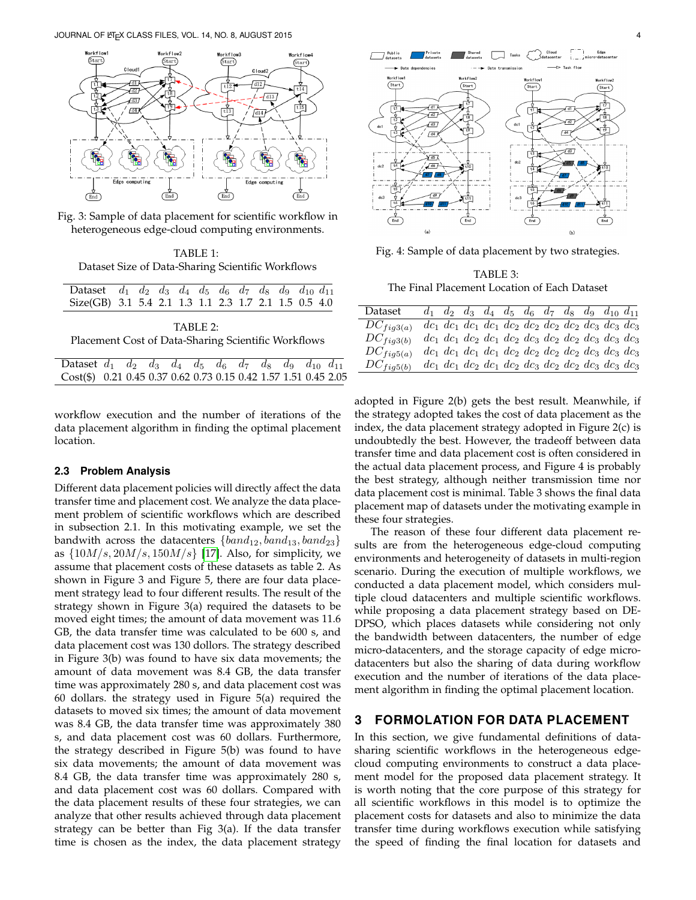Fig. 3: Sample of data placement for scientific workflow in heterogeneous edge-cloud computing environments.

TABLE 1:
Dataset Size of Data-Sharing Scientific Workflows

| Dataset | $d_1$ | $d_2$ | $d_3$ | $d_4$ | $d_5$ | $d_6$ | $d_7$ | $d_8$ | $d_9$ | $d_{10}$ | $d_{11}$ |
|---|---|---|---|---|---|---|---|---|---|---|---|
| Size(GB) | 3.1 | 5.4 | 2.1 | 1.3 | 1.1 | 2.3 | 1.7 | 2.1 | 1.5 | 0.5 | 4.0 |

TABLE 2:
Placement Cost of Data-Sharing Scientific Workflows

| Dataset | $d_1$ | $d_2$ | $d_3$ | $d_4$ | $d_5$ | $d_6$ | $d_7$ | $d_8$ | $d_9$ | $d_{10}$ | $d_{11}$ |
|---|---|---|---|---|---|---|---|---|---|---|---|
| Cost($) | 0.21 | 0.45 | 0.37 | 0.62 | 0.73 | 0.15 | 0.42 | 1.57 | 1.51 | 0.45 | 2.05 |

workflow execution and the number of iterations of the data placement algorithm in finding the optimal placement location.

### 2.3 Problem Analysis

Different data placement policies will directly affect the data transfer time and placement cost. We analyze the data placement problem of scientific workflows which are described in subsection 2.1. In this motivating example, we set the bandwith across the datacenters $\{band_{12}, band_{13}, band_{23}\}$ as $\{10M/s, 20M/s, 150M/s\}$ [17]. Also, for simplicity, we assume that placement costs of these datasets as table 2. As shown in Figure 3 and Figure 5, there are four data placement strategy lead to four different results. The result of the strategy shown in Figure 3(a) required the datasets to be moved eight times; the amount of data movement was 11.6 GB, the data transfer time was calculated to be 600 s, and data placement cost was 130 dollors. The strategy described in Figure 3(b) was found to have six data movements; the amount of data movement was 8.4 GB, the data transfer time was approximately 280 s, and data placement cost was 60 dollars. the strategy used in Figure 5(a) required the datasets to moved six times; the amount of data movement was 8.4 GB, the data transfer time was approximately 380 s, and data placement cost was 60 dollars. Furthermore, the strategy described in Figure 5(b) was found to have six data movements; the amount of data movement was 8.4 GB, the data transfer time was approximately 280 s, and data placement cost was 60 dollars. Compared with the data placement results of these four strategies, we can analyze that other results achieved through data placement strategy can be better than Fig 3(a). If the data transfer time is chosen as the index, the data placement strategy

Fig. 4: Sample of data placement by two strategies.

TABLE 3:
The Final Placement Location of Each Dataset

| Dataset | $d_1$ | $d_2$ | $d_3$ | $d_4$ | $d_5$ | $d_6$ | $d_7$ | $d_8$ | $d_9$ | $d_{10}$ | $d_{11}$ |
|---|---|---|---|---|---|---|---|---|---|---|---|
| $DC_{fig3(a)}$ | $dc_1$ | $dc_1$ | $dc_1$ | $dc_1$ | $dc_2$ | $dc_2$ | $dc_2$ | $dc_2$ | $dc_3$ | $dc_3$ | $dc_3$ |
| $DC_{fig3(b)}$ | $dc_1$ | $dc_1$ | $dc_2$ | $dc_1$ | $dc_2$ | $dc_3$ | $dc_2$ | $dc_2$ | $dc_3$ | $dc_3$ | $dc_3$ |
| $DC_{fig5(a)}$ | $dc_1$ | $dc_1$ | $dc_1$ | $dc_1$ | $dc_2$ | $dc_2$ | $dc_2$ | $dc_2$ | $dc_3$ | $dc_3$ | $dc_3$ |
| $DC_{fig5(b)}$ | $dc_1$ | $dc_1$ | $dc_2$ | $dc_1$ | $dc_2$ | $dc_3$ | $dc_2$ | $dc_2$ | $dc_3$ | $dc_3$ | $dc_3$ |

adopted in Figure 2(b) gets the best result. Meanwhile, if the strategy adopted takes the cost of data placement as the index, the data placement strategy adopted in Figure 2(c) is undoubtedly the best. However, the tradeoff between data transfer time and data placement cost is often considered in the actual data placement process, and Figure 4 is probably the best strategy, although neither transmission time nor data placement cost is minimal. Table 3 shows the final data placement map of datasets under the motivating example in these four strategies.

The reason of these four different data placement results are from the heterogeneous edge-cloud computing environments and heterogeneity of datasets in multi-region scenario. During the execution of multiple workflows, we conducted a data placement model, which considers multiple cloud datacenters and multiple scientific workflows. while proposing a data placement strategy based on DE-DPSO, which places datasets while considering not only the bandwidth between datacenters, the number of edge micro-datacenters, and the storage capacity of edge micro-datacenters but also the sharing of data during workflow execution and the number of iterations of the data placement algorithm in finding the optimal placement location.

## 3 FORMOLATION FOR DATA PLACEMENT

In this section, we give fundamental definitions of data-sharing scientific workflows in the heterogeneous edge-cloud computing environments to construct a data placement model for the proposed data placement strategy. It is worth noting that the core purpose of this strategy for all scientific workflows in this model is to optimize the placement costs for datasets and also to minimize the data transfer time during workflows execution while satisfying the speed of finding the final location for datasets and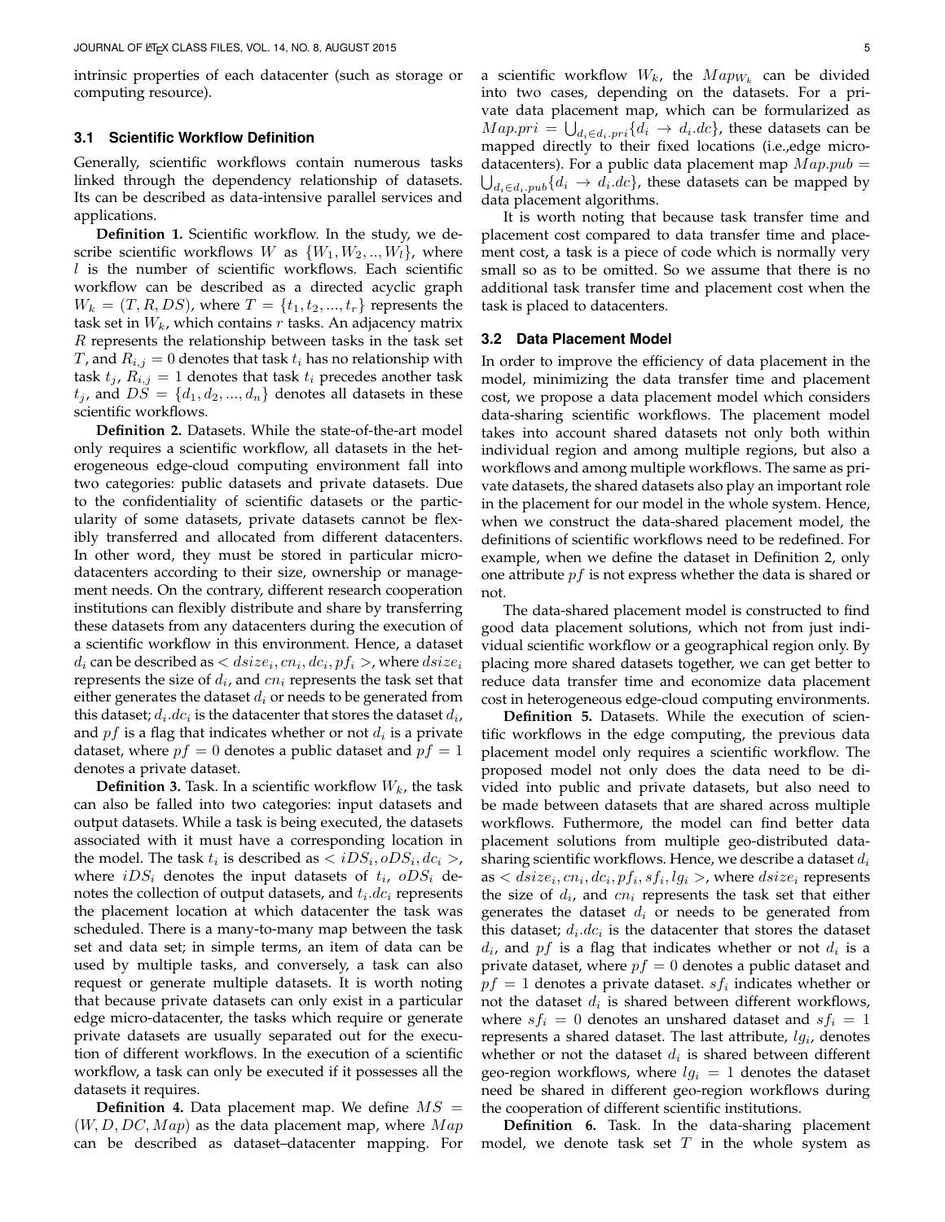intrinsic properties of each datacenter (such as storage or computing resource).

### 3.1 Scientific Workflow Definition

Generally, scientific workflows contain numerous tasks linked through the dependency relationship of datasets. Its can be described as data-intensive parallel services and applications.

**Definition 1.** Scientific workflow. In the study, we describe scientific workflows $W$ as $\{W_1, W_2, .., W_l\}$, where $l$ is the number of scientific workflows. Each scientific workflow can be described as a directed acyclic graph $W_k = (T, R, DS)$, where $T = \{t_1, t_2, ..., t_r\}$ represents the task set in $W_k$, which contains $r$ tasks. An adjacency matrix $R$ represents the relationship between tasks in the task set $T$, and $R_{i,j} = 0$ denotes that task $t_i$ has no relationship with task $t_j$, $R_{i,j} = 1$ denotes that task $t_i$ precedes another task $t_j$, and $DS = \{d_1, d_2, ..., d_n\}$ denotes all datasets in these scientific workflows.

**Definition 2.** Datasets. While the state-of-the-art model only requires a scientific workflow, all datasets in the heterogeneous edge-cloud computing environment fall into two categories: public datasets and private datasets. Due to the confidentiality of scientific datasets or the particularity of some datasets, private datasets cannot be flexibly transferred and allocated from different datacenters. In other word, they must be stored in particular micro-datacenters according to their size, ownership or management needs. On the contrary, different research cooperation institutions can flexibly distribute and share by transferring these datasets from any datacenters during the execution of a scientific workflow in this environment. Hence, a dataset $d_i$ can be described as $< dsize_i, cn_i, dc_i, pf_i >$, where $dsize_i$ represents the size of $d_i$, and $cn_i$ represents the task set that either generates the dataset $d_i$ or needs to be generated from this dataset; $d_i.dc_i$ is the datacenter that stores the dataset $d_i$, and $pf$ is a flag that indicates whether or not $d_i$ is a private dataset, where $pf = 0$ denotes a public dataset and $pf = 1$ denotes a private dataset.

**Definition 3.** Task. In a scientific workflow $W_k$, the task can also be falled into two categories: input datasets and output datasets. While a task is being executed, the datasets associated with it must have a corresponding location in the model. The task $t_i$ is described as $< iDS_i, oDS_i, dc_i >$, where $iDS_i$ denotes the input datasets of $t_i$, $oDS_i$ denotes the collection of output datasets, and $t_i.dc_i$ represents the placement location at which datacenter the task was scheduled. There is a many-to-many map between the task set and data set; in simple terms, an item of data can be used by multiple tasks, and conversely, a task can also request or generate multiple datasets. It is worth noting that because private datasets can only exist in a particular edge micro-datacenter, the tasks which require or generate private datasets are usually separated out for the execution of different workflows. In the execution of a scientific workflow, a task can only be executed if it possesses all the datasets it requires.

**Definition 4.** Data placement map. We define $MS = (W, D, DC, Map)$ as the data placement map, where $Map$ can be described as dataset–datacenter mapping. For a scientific workflow $W_k$, the $Map_{W_k}$ can be divided into two cases, depending on the datasets. For a private data placement map, which can be formularized as $Map.pri = \bigcup_{d_i \in d_i.pri}\{d_i \rightarrow d_i.dc\}$, these datasets can be mapped directly to their fixed locations (i.e.,edge micro-datacenters). For a public data placement map $Map.pub = \bigcup_{d_i \in d_i.pub}\{d_i \rightarrow d_i.dc\}$, these datasets can be mapped by data placement algorithms.

It is worth noting that because task transfer time and placement cost compared to data transfer time and placement cost, a task is a piece of code which is normally very small so as to be omitted. So we assume that there is no additional task transfer time and placement cost when the task is placed to datacenters.

### 3.2 Data Placement Model

In order to improve the efficiency of data placement in the model, minimizing the data transfer time and placement cost, we propose a data placement model which considers data-sharing scientific workflows. The placement model takes into account shared datasets not only both within individual region and among multiple regions, but also a workflows and among multiple workflows. The same as private datasets, the shared datasets also play an important role in the placement for our model in the whole system. Hence, when we construct the data-shared placement model, the definitions of scientific workflows need to be redefined. For example, when we define the dataset in Definition 2, only one attribute $pf$ is not express whether the data is shared or not.

The data-shared placement model is constructed to find good data placement solutions, which not from just individual scientific workflow or a geographical region only. By placing more shared datasets together, we can get better to reduce data transfer time and economize data placement cost in heterogeneous edge-cloud computing environments.

**Definition 5.** Datasets. While the execution of scientific workflows in the edge computing, the previous data placement model only requires a scientific workflow. The proposed model not only does the data need to be divided into public and private datasets, but also need to be made between datasets that are shared across multiple workflows. Futhermore, the model can find better data placement solutions from multiple geo-distributed data-sharing scientific workflows. Hence, we describe a dataset $d_i$ as $< dsize_i, cn_i, dc_i, pf_i, sf_i, lg_i >$, where $dsize_i$ represents the size of $d_i$, and $cn_i$ represents the task set that either generates the dataset $d_i$ or needs to be generated from this dataset; $d_i.dc_i$ is the datacenter that stores the dataset $d_i$, and $pf$ is a flag that indicates whether or not $d_i$ is a private dataset, where $pf = 0$ denotes a public dataset and $pf = 1$ denotes a private dataset. $sf_i$ indicates whether or not the dataset $d_i$ is shared between different workflows, where $sf_i = 0$ denotes an unshared dataset and $sf_i = 1$ represents a shared dataset. The last attribute, $lg_i$, denotes whether or not the dataset $d_i$ is shared between different geo-region workflows, where $lg_i = 1$ denotes the dataset need be shared in different geo-region workflows during the cooperation of different scientific institutions.

**Definition 6.** Task. In the data-sharing placement model, we denote task set $T$ in the whole system as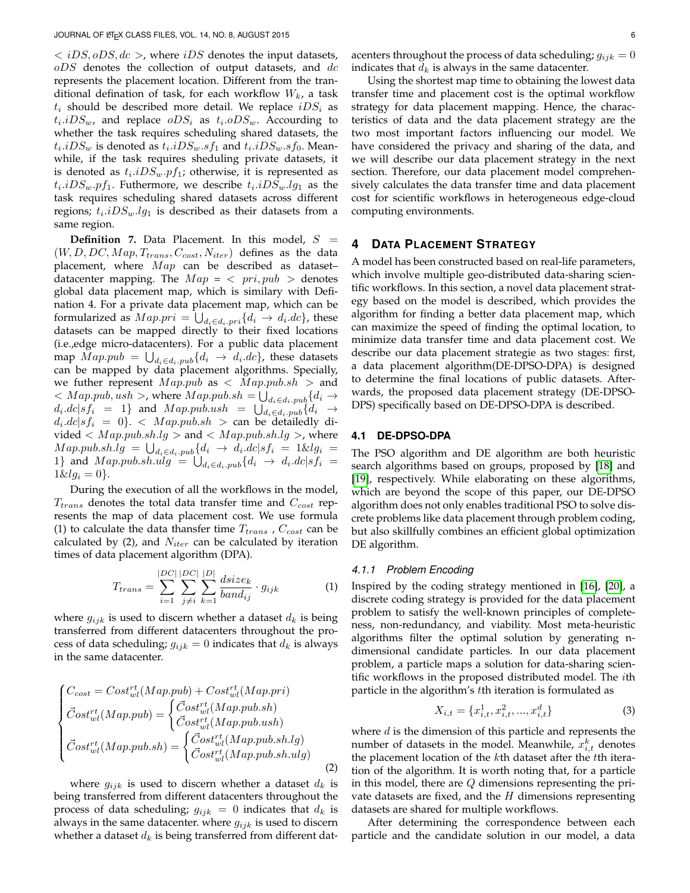$< iDS, oDS, dc >$, where $iDS$ denotes the input datasets, $oDS$ denotes the collection of output datasets, and $dc$ represents the placement location. Different from the tranditional defination of task, for each workflow $W_k$, a task $t_i$ should be described more detail. We replace $iDS_i$ as $t_i.iDS_w$, and replace $oDS_i$ as $t_i.oDS_w$. Accourding to whether the task requires scheduling shared datasets, the $t_i.iDS_w$ is denoted as $t_i.iDS_w.sf_1$ and $t_i.iDS_w.sf_0$. Meanwhile, if the task requires sheduling private datasets, it is denoted as $t_i.iDS_w.pf_1$; otherwise, it is represented as $t_i.iDS_w.pf_1$. Futhermore, we describe $t_i.iDS_w.lg_1$ as the task requires scheduling shared datasets across different regions; $t_i.iDS_w.lg_1$ is described as their datasets from a same region.

**Definition 7.** Data Placement. In this model, $S = (W, D, DC, Map, T_{trans}, C_{cost}, N_{iter})$ defines as the data placement, where $Map$ can be described as dataset–datacenter mapping. The $Map = < pri, pub >$ denotes global data placement map, which is similary with Definition 4. For a private data placement map, which can be formularized as $Map.pri = \bigcup_{d_i \in d_i.pri}\{d_i \rightarrow d_i.dc\}$, these datasets can be mapped directly to their fixed locations (i.e.,edge micro-datacenters). For a public data placement map $Map.pub = \bigcup_{d_i \in d_i.pub}\{d_i \rightarrow d_i.dc\}$, these datasets can be mapped by data placement algorithms. Specially, we futher represent $Map.pub$ as $< Map.pub.sh >$ and $< Map.pub, ush >$, where $Map.pub.sh = \bigcup_{d_i \in d_i.pub}\{d_i \rightarrow d_i.dc | sf_i = 1\}$ and $Map.pub.ush = \bigcup_{d_i \in d_i.pub}\{d_i \rightarrow d_i.dc | sf_i = 0\}$. $< Map.pub.sh >$ can be detailedly divided $< Map.pub.sh.lg >$ and $< Map.pub.sh.lg >$, where $Map.pub.sh.lg = \bigcup_{d_i \in d_i.pub}\{d_i \rightarrow d_i.dc | sf_i = 1 \& lg_i = 1\}$ and $Map.pub.sh.ulg = \bigcup_{d_i \in d_i.pub}\{d_i \rightarrow d_i.dc | sf_i = 1 \& lg_i = 0\}$.

During the execution of all the workflows in the model, $T_{trans}$ denotes the total data transfer time and $C_{cost}$ represents the map of data placement cost. We use formula (1) to calculate the data thansfer time $T_{trans}$ , $C_{cost}$ can be calculated by (2), and $N_{iter}$ can be calculated by iteration times of data placement algorithm (DPA).

$$T_{trans} = \sum_{i=1}^{|DC|} \sum_{j \neq i}^{|DC|} \sum_{k=1}^{|D|} \frac{dsize_k}{band_{ij}} \cdot g_{ijk} \tag{1}$$

where $g_{ijk}$ is used to discern whether a dataset $d_k$ is being transferred from different datacenters throughout the process of data scheduling; $g_{ijk} = 0$ indicates that $d_k$ is always in the same datacenter.

$$\begin{cases} C_{cost} = Cost_{wl}^{rt}(Map.pub) + Cost_{wl}^{rt}(Map.pri) \\ \vec{C}ost_{wl}^{rt}(Map.pub) = \begin{cases} \vec{C}ost_{wl}^{rt}(Map.pub.sh) \\ \vec{C}ost_{wl}^{rt}(Map.pub.ush) \end{cases} \\ \vec{C}ost_{wl}^{rt}(Map.pub.sh) = \begin{cases} \vec{C}ost_{wl}^{rt}(Map.pub.sh.lg) \\ \vec{C}ost_{wl}^{rt}(Map.pub.sh.ulg) \end{cases} \end{cases} \tag{2}$$

where $g_{ijk}$ is used to discern whether a dataset $d_k$ is being transferred from different datacenters throughout the process of data scheduling; $g_{ijk} = 0$ indicates that $d_k$ is always in the same datacenter. where $g_{ijk}$ is used to discern whether a dataset $d_k$ is being transferred from different datacenters throughout the process of data scheduling; $g_{ijk} = 0$ indicates that $d_k$ is always in the same datacenter.

Using the shortest map time to obtaining the lowest data transfer time and placement cost is the optimal workflow strategy for data placement mapping. Hence, the characteristics of data and the data placement strategy are the two most important factors influencing our model. We have considered the privacy and sharing of the data, and we will describe our data placement strategy in the next section. Therefore, our data placement model comprehensively calculates the data transfer time and data placement cost for scientific workflows in heterogeneous edge-cloud computing environments.

## 4 Data Placement Strategy

A model has been constructed based on real-life parameters, which involve multiple geo-distributed data-sharing scientific workflows. In this section, a novel data placement strategy based on the model is described, which provides the algorithm for finding a better data placement map, which can maximize the speed of finding the optimal location, to minimize data transfer time and data placement cost. We describe our data placement strategie as two stages: first, a data placement algorithm(DE-DPSO-DPA) is designed to determine the final locations of public datasets. Afterwards, the proposed data placement strategy (DE-DPSO-DPS) specifically based on DE-DPSO-DPA is described.

### 4.1 DE-DPSO-DPA

The PSO algorithm and DE algorithm are both heuristic search algorithms based on groups, proposed by [18] and [19], respectively. While elaborating on these algorithms, which are beyond the scope of this paper, our DE-DPSO algorithm does not only enables traditional PSO to solve discrete problems like data placement through problem coding, but also skillfully combines an efficient global optimization DE algorithm.

#### *4.1.1 Problem Encoding*

Inspired by the coding strategy mentioned in [16], [20], a discrete coding strategy is provided for the data placement problem to satisfy the well-known principles of completeness, non-redundancy, and viability. Most meta-heuristic algorithms filter the optimal solution by generating n-dimensional candidate particles. In our data placement problem, a particle maps a solution for data-sharing scientific workflows in the proposed distributed model. The $i$th particle in the algorithm's $t$th iteration is formulated as

$$X_{i,t} = \{x_{i,t}^1, x_{i,t}^2, ..., x_{i,t}^d\} \tag{3}$$

where $d$ is the dimension of this particle and represents the number of datasets in the model. Meanwhile, $x_{i,t}^k$ denotes the placement location of the $k$th dataset after the $t$th iteration of the algorithm. It is worth noting that, for a particle in this model, there are $Q$ dimensions representing the private datasets are fixed, and the $H$ dimensions representing datasets are shared for multiple workflows.

After determining the correspondence between each particle and the candidate solution in our model, a data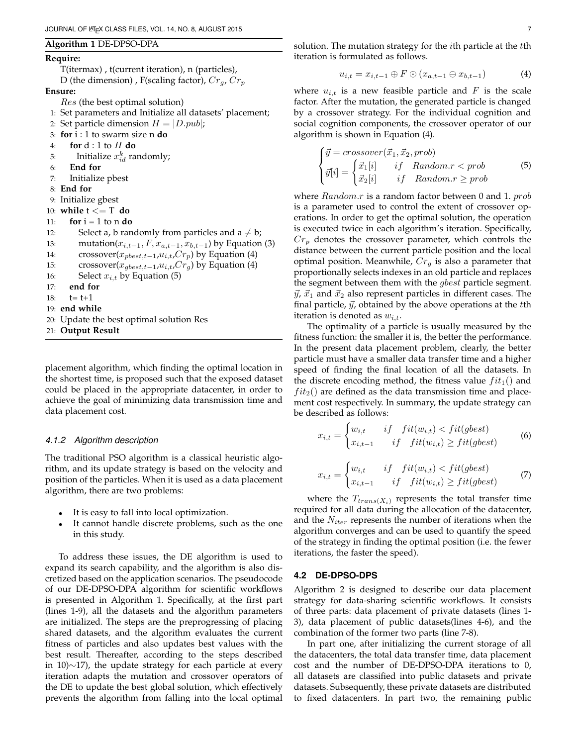**Algorithm 1** DE-DPSO-DPA

**Require:**
T(itermax) , t(current iteration), n (particles), D (the dimension) , F(scaling factor), $Cr_g$, $Cr_p$

**Ensure:**
$Res$ (the best optimal solution)

```
1: Set parameters and Initialize all datasets' placement;
2: Set particle dimension H = |D.pub|;
3: for i : 1 to swarm size n do
4:    for d : 1 to H do
5:       Initialize x^k_id randomly;
6:    End for
7:    Initialize pbest
8: End for
9: Initialize gbest
10: while t <= T do
11:    for i = 1 to n do
12:       Select a, b randomly from particles and a ≠ b;
13:       mutation(x_{i,t-1}, F, x_{a,t-1}, x_{b,t-1}) by Equation (3)
14:       crossover(x_{pbest,t-1}, u_{i,t}, Cr_p) by Equation (4)
15:       crossover(x_{gbest,t-1}, u_{i,t}, Cr_g) by Equation (4)
16:       Select x_{i,t} by Equation (5)
17:    end for
18:    t= t+1
19: end while
20: Update the best optimal solution Res
21: Output Result
```

placement algorithm, which finding the optimal location in the shortest time, is proposed such that the exposed dataset could be placed in the appropriate datacenter, in order to achieve the goal of minimizing data transmission time and data placement cost.

#### *4.1.2 Algorithm description*

The traditional PSO algorithm is a classical heuristic algorithm, and its update strategy is based on the velocity and position of the particles. When it is used as a data placement algorithm, there are two problems:

- It is easy to fall into local optimization.
- It cannot handle discrete problems, such as the one in this study.

To address these issues, the DE algorithm is used to expand its search capability, and the algorithm is also discretized based on the application scenarios. The pseudocode of our DE-DPSO-DPA algorithm for scientific workflows is presented in Algorithm 1. Specifically, at the first part (lines 1-9), all the datasets and the algorithm parameters are initialized. The steps are the preprogressing of placing shared datasets, and the algorithm evaluates the current fitness of particles and also updates best values with the best result. Thereafter, according to the steps described in 10)$\sim$17), the update strategy for each particle at every iteration adapts the mutation and crossover operators of the DE to update the best global solution, which effectively prevents the algorithm from falling into the local optimal solution. The mutation strategy for the $i$th particle at the $t$th iteration is formulated as follows.

$$u_{i,t} = x_{i,t-1} \oplus F \odot (x_{a,t-1} \ominus x_{b,t-1}) \tag{4}$$

where $u_{i,t}$ is a new feasible particle and $F$ is the scale factor. After the mutation, the generated particle is changed by a crossover strategy. For the individual cognition and social cognition components, the crossover operator of our algorithm is shown in Equation (4).

$$\begin{cases} \vec{y} = crossover(\vec{x}_1, \vec{x}_2, prob) \\ \vec{y}[i] = \begin{cases} \vec{x}_1[i] & if \quad Random.r < prob \\ \vec{x}_2[i] & if \quad Random.r \geq prob \end{cases} \end{cases} \tag{5}$$

where $Random.r$ is a random factor between 0 and 1. $prob$ is a parameter used to control the extent of crossover operations. In order to get the optimal solution, the operation is executed twice in each algorithm's iteration. Specifically, $Cr_p$ denotes the crossover parameter, which controls the distance between the current particle position and the local optimal position. Meanwhile, $Cr_g$ is also a parameter that proportionally selects indexes in an old particle and replaces the segment between them with the $gbest$ particle segment. $\vec{y}$, $\vec{x}_1$ and $\vec{x}_2$ also represent particles in different cases. The final particle, $\vec{y}$, obtained by the above operations at the $t$th iteration is denoted as $w_{i,t}$.

The optimality of a particle is usually measured by the fitness function: the smaller it is, the better the performance. In the present data placement problem, clearly, the better particle must have a smaller data transfer time and a higher speed of finding the final location of all the datasets. In the discrete encoding method, the fitness value $fit_1()$ and $fit_2()$ are defined as the data transmission time and placement cost respectively. In summary, the update strategy can be described as follows:

$$x_{i,t} = \begin{cases} w_{i,t} & if \quad fit(w_{i,t}) < fit(gbest) \\ x_{i,t-1} & if \quad fit(w_{i,t}) \geq fit(gbest) \end{cases} \tag{6}$$

$$x_{i,t} = \begin{cases} w_{i,t} & if \quad fit(w_{i,t}) < fit(gbest) \\ x_{i,t-1} & if \quad fit(w_{i,t}) \geq fit(gbest) \end{cases} \tag{7}$$

where the $T_{trans(X_i)}$ represents the total transfer time required for all data during the allocation of the datacenter, and the $N_{iter}$ represents the number of iterations when the algorithm converges and can be used to quantify the speed of the strategy in finding the optimal position (i.e. the fewer iterations, the faster the speed).

### **4.2 DE-DPSO-DPS**

Algorithm 2 is designed to describe our data placement strategy for data-sharing scientific workflows. It consists of three parts: data placement of private datasets (lines 1-3), data placement of public datasets(lines 4-6), and the combination of the former two parts (line 7-8).

In part one, after initializing the current storage of all the datacenters, the total data transfer time, data placement cost and the number of DE-DPSO-DPA iterations to 0, all datasets are classified into public datasets and private datasets. Subsequently, these private datasets are distributed to fixed datacenters. In part two, the remaining public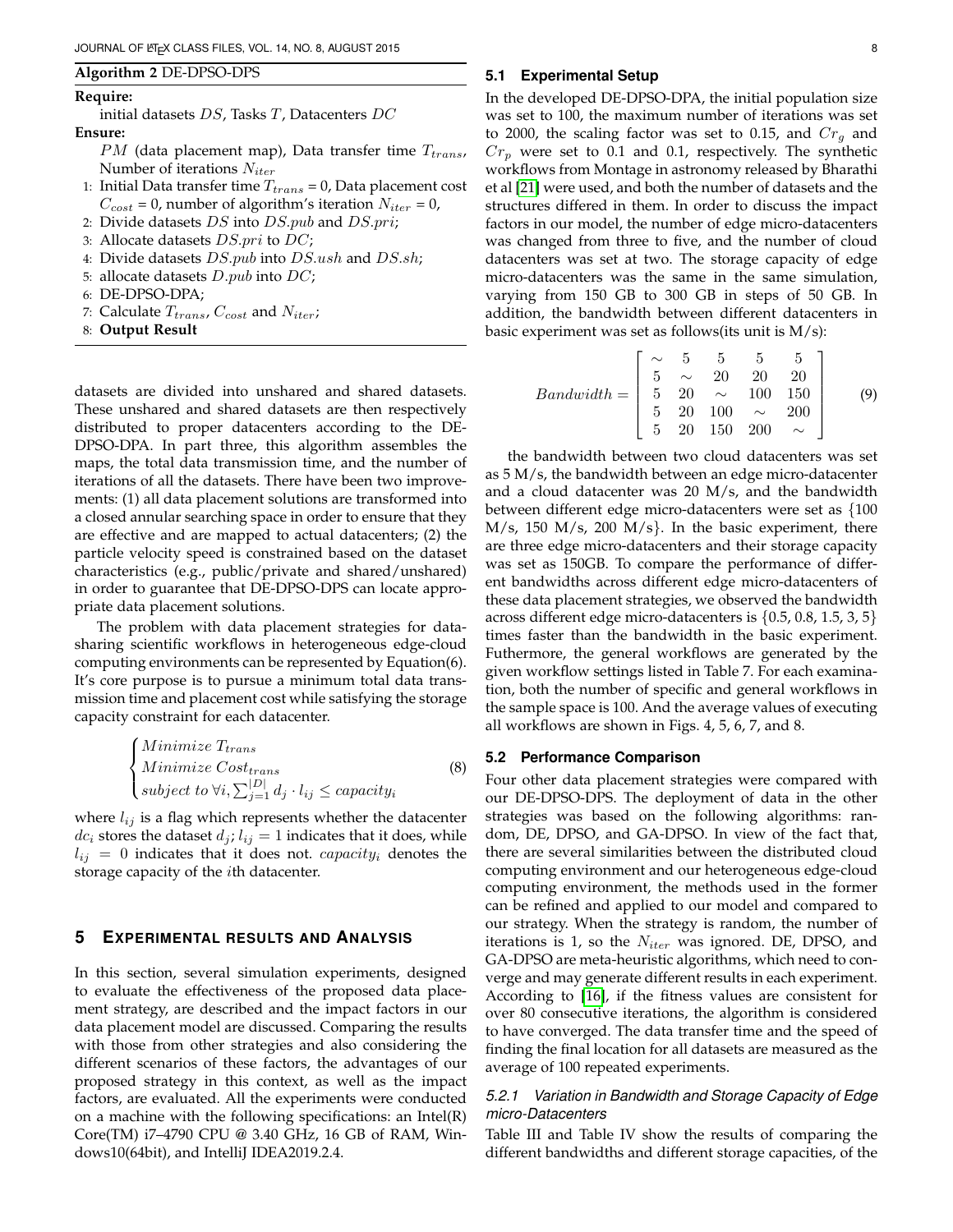**Algorithm 2** DE-DPSO-DPS

**Require:**

initial datasets $DS$, Tasks $T$, Datacenters $DC$

**Ensure:**

$PM$ (data placement map), Data transfer time $T_{trans}$, Number of iterations $N_{iter}$

1: Initial Data transfer time $T_{trans}$ = 0, Data placement cost $C_{cost}$ = 0, number of algorithm's iteration $N_{iter}$ = 0,
2: Divide datasets $DS$ into $DS.pub$ and $DS.pri$;
3: Allocate datasets $DS.pri$ to $DC$;
4: Divide datasets $DS.pub$ into $DS.ush$ and $DS.sh$;
5: allocate datasets $D.pub$ into $DC$;
6: DE-DPSO-DPA;
7: Calculate $T_{trans}$, $C_{cost}$ and $N_{iter}$;
8: **Output Result**

datasets are divided into unshared and shared datasets. These unshared and shared datasets are then respectively distributed to proper datacenters according to the DE-DPSO-DPA. In part three, this algorithm assembles the maps, the total data transmission time, and the number of iterations of all the datasets. There have been two improvements: (1) all data placement solutions are transformed into a closed annular searching space in order to ensure that they are effective and are mapped to actual datacenters; (2) the particle velocity speed is constrained based on the dataset characteristics (e.g., public/private and shared/unshared) in order to guarantee that DE-DPSO-DPS can locate appropriate data placement solutions.

The problem with data placement strategies for data-sharing scientific workflows in heterogeneous edge-cloud computing environments can be represented by Equation(6). It's core purpose is to pursue a minimum total data transmission time and placement cost while satisfying the storage capacity constraint for each datacenter.

$$\begin{cases} Minimize\ T_{trans} \\ Minimize\ Cost_{trans} \\ subject\ to\ \forall i, \sum_{j=1}^{|D|} d_j \cdot l_{ij} \leq capacity_i \end{cases} \tag{8}$$

where $l_{ij}$ is a flag which represents whether the datacenter $dc_i$ stores the dataset $d_j$; $l_{ij} = 1$ indicates that it does, while $l_{ij} = 0$ indicates that it does not. $capacity_i$ denotes the storage capacity of the $i$th datacenter.

## 5 Experimental results and Analysis

In this section, several simulation experiments, designed to evaluate the effectiveness of the proposed data placement strategy, are described and the impact factors in our data placement model are discussed. Comparing the results with those from other strategies and also considering the different scenarios of these factors, the advantages of our proposed strategy in this context, as well as the impact factors, are evaluated. All the experiments were conducted on a machine with the following specifications: an Intel(R) Core(TM) i7–4790 CPU @ 3.40 GHz, 16 GB of RAM, Windows10(64bit), and IntelliJ IDEA2019.2.4.

### 5.1 Experimental Setup

In the developed DE-DPSO-DPA, the initial population size was set to 100, the maximum number of iterations was set to 2000, the scaling factor was set to 0.15, and $Cr_g$ and $Cr_p$ were set to 0.1 and 0.1, respectively. The synthetic workflows from Montage in astronomy released by Bharathi et al [21] were used, and both the number of datasets and the structures differed in them. In order to discuss the impact factors in our model, the number of edge micro-datacenters was changed from three to five, and the number of cloud datacenters was set at two. The storage capacity of edge micro-datacenters was the same in the same simulation, varying from 150 GB to 300 GB in steps of 50 GB. In addition, the bandwidth between different datacenters in basic experiment was set as follows(its unit is M/s):

$$Bandwidth = \begin{bmatrix} \sim & 5 & 5 & 5 & 5 \\ 5 & \sim & 20 & 20 & 20 \\ 5 & 20 & \sim & 100 & 150 \\ 5 & 20 & 100 & \sim & 200 \\ 5 & 20 & 150 & 200 & \sim \end{bmatrix} \tag{9}$$

the bandwidth between two cloud datacenters was set as 5 M/s, the bandwidth between an edge micro-datacenter and a cloud datacenter was 20 M/s, and the bandwidth between different edge micro-datacenters were set as {100 M/s, 150 M/s, 200 M/s}. In the basic experiment, there are three edge micro-datacenters and their storage capacity was set as 150GB. To compare the performance of different bandwidths across different edge micro-datacenters of these data placement strategies, we observed the bandwidth across different edge micro-datacenters is {0.5, 0.8, 1.5, 3, 5} times faster than the bandwidth in the basic experiment. Futhermore, the general workflows are generated by the given workflow settings listed in Table 7. For each examination, both the number of specific and general workflows in the sample space is 100. And the average values of executing all workflows are shown in Figs. 4, 5, 6, 7, and 8.

### 5.2 Performance Comparison

Four other data placement strategies were compared with our DE-DPSO-DPS. The deployment of data in the other strategies was based on the following algorithms: random, DE, DPSO, and GA-DPSO. In view of the fact that, there are several similarities between the distributed cloud computing environment and our heterogeneous edge-cloud computing environment, the methods used in the former can be refined and applied to our model and compared to our strategy. When the strategy is random, the number of iterations is 1, so the $N_{iter}$ was ignored. DE, DPSO, and GA-DPSO are meta-heuristic algorithms, which need to converge and may generate different results in each experiment. According to [16], if the fitness values are consistent for over 80 consecutive iterations, the algorithm is considered to have converged. The data transfer time and the speed of finding the final location for all datasets are measured as the average of 100 repeated experiments.

#### 5.2.1 Variation in Bandwidth and Storage Capacity of Edge micro-Datacenters

Table III and Table IV show the results of comparing the different bandwidths and different storage capacities, of the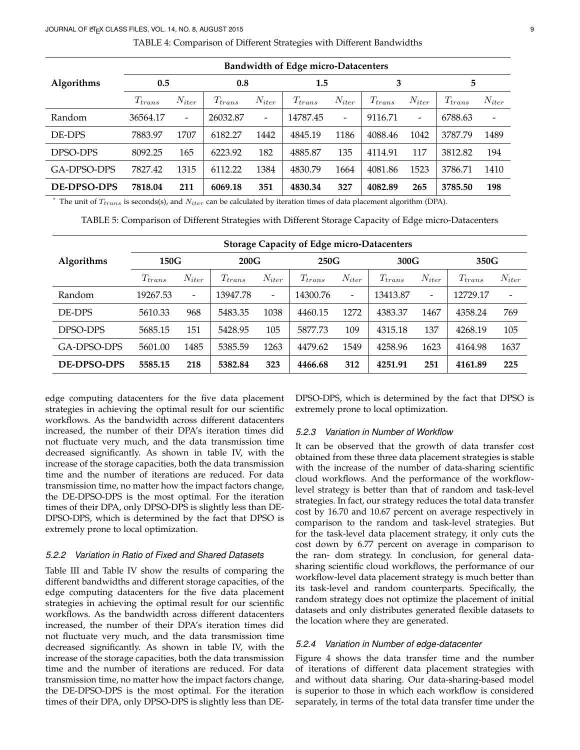TABLE 4: Comparison of Different Strategies with Different Bandwidths

| Algorithms | Bandwidth of Edge micro-Datacenters | | | | | | | | | |
|---|---|---|---|---|---|---|---|---|---|---|
| | 0.5 | | 0.8 | | 1.5 | | 3 | | 5 | |
| | $T_{trans}$ | $N_{iter}$ | $T_{trans}$ | $N_{iter}$ | $T_{trans}$ | $N_{iter}$ | $T_{trans}$ | $N_{iter}$ | $T_{trans}$ | $N_{iter}$ |
| Random | 36564.17 | - | 26032.87 | - | 14787.45 | - | 9116.71 | - | 6788.63 | - |
| DE-DPS | 7883.97 | 1707 | 6182.27 | 1442 | 4845.19 | 1186 | 4088.46 | 1042 | 3787.79 | 1489 |
| DPSO-DPS | 8092.25 | 165 | 6223.92 | 182 | 4885.87 | 135 | 4114.91 | 117 | 3812.82 | 194 |
| GA-DPSO-DPS | 7827.42 | 1315 | 6112.22 | 1384 | 4830.79 | 1664 | 4081.86 | 1523 | 3786.71 | 1410 |
| **DE-DPSO-DPS** | **7818.04** | **211** | **6069.18** | **351** | **4830.34** | **327** | **4082.89** | **265** | **3785.50** | **198** |

\* The unit of $T_{trans}$ is seconds(s), and $N_{iter}$ can be calculated by iteration times of data placement algorithm (DPA).

TABLE 5: Comparison of Different Strategies with Different Storage Capacity of Edge micro-Datacenters

| Algorithms | Storage Capacity of Edge micro-Datacenters | | | | | | | | | |
|---|---|---|---|---|---|---|---|---|---|---|
| | 150G | | 200G | | 250G | | 300G | | 350G | |
| | $T_{trans}$ | $N_{iter}$ | $T_{trans}$ | $N_{iter}$ | $T_{trans}$ | $N_{iter}$ | $T_{trans}$ | $N_{iter}$ | $T_{trans}$ | $N_{iter}$ |
| Random | 19267.53 | - | 13947.78 | - | 14300.76 | - | 13413.87 | - | 12729.17 | - |
| DE-DPS | 5610.33 | 968 | 5483.35 | 1038 | 4460.15 | 1272 | 4383.37 | 1467 | 4358.24 | 769 |
| DPSO-DPS | 5685.15 | 151 | 5428.95 | 105 | 5877.73 | 109 | 4315.18 | 137 | 4268.19 | 105 |
| GA-DPSO-DPS | 5601.00 | 1485 | 5385.59 | 1263 | 4479.62 | 1549 | 4258.96 | 1623 | 4164.98 | 1637 |
| **DE-DPSO-DPS** | **5585.15** | **218** | **5382.84** | **323** | **4466.68** | **312** | **4251.91** | **251** | **4161.89** | **225** |

edge computing datacenters for the five data placement strategies in achieving the optimal result for our scientific workflows. As the bandwidth across different datacenters increased, the number of their DPA's iteration times did not fluctuate very much, and the data transmission time decreased significantly. As shown in table IV, with the increase of the storage capacities, both the data transmission time and the number of iterations are reduced. For data transmission time, no matter how the impact factors change, the DE-DPSO-DPS is the most optimal. For the iteration times of their DPA, only DPSO-DPS is slightly less than DE-DPSO-DPS, which is determined by the fact that DPSO is extremely prone to local optimization.

#### 5.2.2 Variation in Ratio of Fixed and Shared Datasets

Table III and Table IV show the results of comparing the different bandwidths and different storage capacities, of the edge computing datacenters for the five data placement strategies in achieving the optimal result for our scientific workflows. As the bandwidth across different datacenters increased, the number of their DPA's iteration times did not fluctuate very much, and the data transmission time decreased significantly. As shown in table IV, with the increase of the storage capacities, both the data transmission time and the number of iterations are reduced. For data transmission time, no matter how the impact factors change, the DE-DPSO-DPS is the most optimal. For the iteration times of their DPA, only DPSO-DPS is slightly less than DE-DPSO-DPS, which is determined by the fact that DPSO is extremely prone to local optimization.

#### 5.2.3 Variation in Number of Workflow

It can be observed that the growth of data transfer cost obtained from these three data placement strategies is stable with the increase of the number of data-sharing scientific cloud workflows. And the performance of the workflow-level strategy is better than that of random and task-level strategies. In fact, our strategy reduces the total data transfer cost by 16.70 and 10.67 percent on average respectively in comparison to the random and task-level strategies. But for the task-level data placement strategy, it only cuts the cost down by 6.77 percent on average in comparison to the ran- dom strategy. In conclusion, for general data-sharing scientific cloud workflows, the performance of our workflow-level data placement strategy is much better than its task-level and random counterparts. Specifically, the random strategy does not optimize the placement of initial datasets and only distributes generated flexible datasets to the location where they are generated.

#### 5.2.4 Variation in Number of edge-datacenter

Figure 4 shows the data transfer time and the number of iterations of different data placement strategies with and without data sharing. Our data-sharing-based model is superior to those in which each workflow is considered separately, in terms of the total data transfer time under the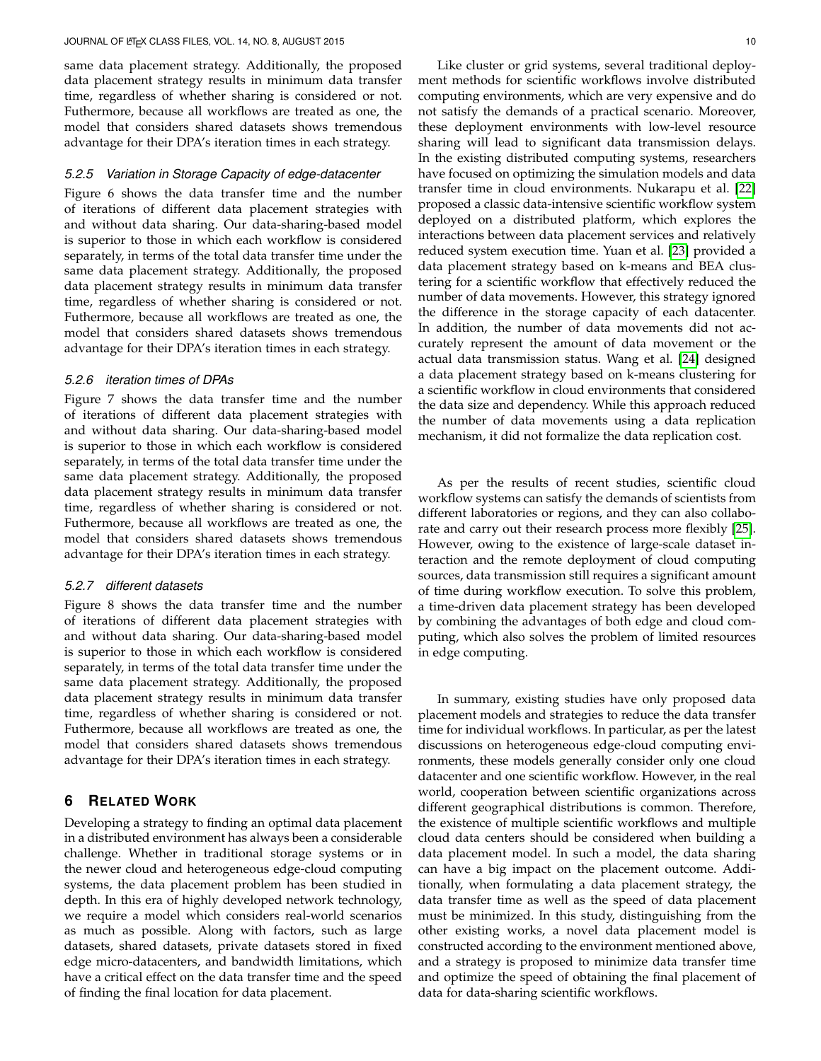same data placement strategy. Additionally, the proposed data placement strategy results in minimum data transfer time, regardless of whether sharing is considered or not. Futhermore, because all workflows are treated as one, the model that considers shared datasets shows tremendous advantage for their DPA's iteration times in each strategy.

#### 5.2.5 Variation in Storage Capacity of edge-datacenter

Figure 6 shows the data transfer time and the number of iterations of different data placement strategies with and without data sharing. Our data-sharing-based model is superior to those in which each workflow is considered separately, in terms of the total data transfer time under the same data placement strategy. Additionally, the proposed data placement strategy results in minimum data transfer time, regardless of whether sharing is considered or not. Futhermore, because all workflows are treated as one, the model that considers shared datasets shows tremendous advantage for their DPA's iteration times in each strategy.

#### 5.2.6 iteration times of DPAs

Figure 7 shows the data transfer time and the number of iterations of different data placement strategies with and without data sharing. Our data-sharing-based model is superior to those in which each workflow is considered separately, in terms of the total data transfer time under the same data placement strategy. Additionally, the proposed data placement strategy results in minimum data transfer time, regardless of whether sharing is considered or not. Futhermore, because all workflows are treated as one, the model that considers shared datasets shows tremendous advantage for their DPA's iteration times in each strategy.

#### 5.2.7 different datasets

Figure 8 shows the data transfer time and the number of iterations of different data placement strategies with and without data sharing. Our data-sharing-based model is superior to those in which each workflow is considered separately, in terms of the total data transfer time under the same data placement strategy. Additionally, the proposed data placement strategy results in minimum data transfer time, regardless of whether sharing is considered or not. Futhermore, because all workflows are treated as one, the model that considers shared datasets shows tremendous advantage for their DPA's iteration times in each strategy.

## 6 Related Work

Developing a strategy to finding an optimal data placement in a distributed environment has always been a considerable challenge. Whether in traditional storage systems or in the newer cloud and heterogeneous edge-cloud computing systems, the data placement problem has been studied in depth. In this era of highly developed network technology, we require a model which considers real-world scenarios as much as possible. Along with factors, such as large datasets, shared datasets, private datasets stored in fixed edge micro-datacenters, and bandwidth limitations, which have a critical effect on the data transfer time and the speed of finding the final location for data placement.

Like cluster or grid systems, several traditional deployment methods for scientific workflows involve distributed computing environments, which are very expensive and do not satisfy the demands of a practical scenario. Moreover, these deployment environments with low-level resource sharing will lead to significant data transmission delays. In the existing distributed computing systems, researchers have focused on optimizing the simulation models and data transfer time in cloud environments. Nukarapu et al. [22] proposed a classic data-intensive scientific workflow system deployed on a distributed platform, which explores the interactions between data placement services and relatively reduced system execution time. Yuan et al. [23] provided a data placement strategy based on k-means and BEA clustering for a scientific workflow that effectively reduced the number of data movements. However, this strategy ignored the difference in the storage capacity of each datacenter. In addition, the number of data movements did not accurately represent the amount of data movement or the actual data transmission status. Wang et al. [24] designed a data placement strategy based on k-means clustering for a scientific workflow in cloud environments that considered the data size and dependency. While this approach reduced the number of data movements using a data replication mechanism, it did not formalize the data replication cost.

As per the results of recent studies, scientific cloud workflow systems can satisfy the demands of scientists from different laboratories or regions, and they can also collaborate and carry out their research process more flexibly [25]. However, owing to the existence of large-scale dataset interaction and the remote deployment of cloud computing sources, data transmission still requires a significant amount of time during workflow execution. To solve this problem, a time-driven data placement strategy has been developed by combining the advantages of both edge and cloud computing, which also solves the problem of limited resources in edge computing.

In summary, existing studies have only proposed data placement models and strategies to reduce the data transfer time for individual workflows. In particular, as per the latest discussions on heterogeneous edge-cloud computing environments, these models generally consider only one cloud datacenter and one scientific workflow. However, in the real world, cooperation between scientific organizations across different geographical distributions is common. Therefore, the existence of multiple scientific workflows and multiple cloud data centers should be considered when building a data placement model. In such a model, the data sharing can have a big impact on the placement outcome. Additionally, when formulating a data placement strategy, the data transfer time as well as the speed of data placement must be minimized. In this study, distinguishing from the other existing works, a novel data placement model is constructed according to the environment mentioned above, and a strategy is proposed to minimize data transfer time and optimize the speed of obtaining the final placement of data for data-sharing scientific workflows.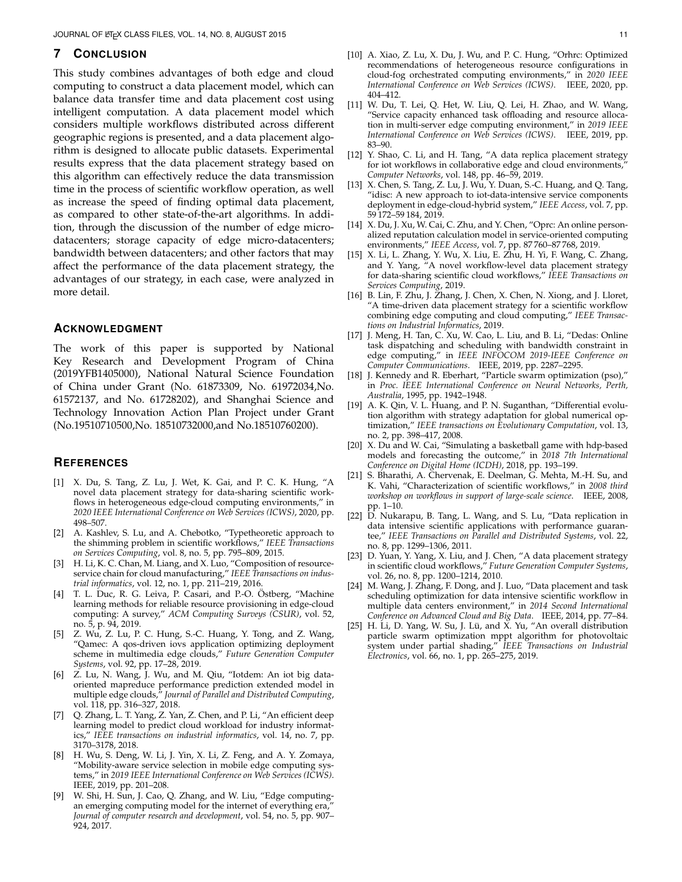## 7 Conclusion

This study combines advantages of both edge and cloud computing to construct a data placement model, which can balance data transfer time and data placement cost using intelligent computation. A data placement model which considers multiple workflows distributed across different geographic regions is presented, and a data placement algorithm is designed to allocate public datasets. Experimental results express that the data placement strategy based on this algorithm can effectively reduce the data transmission time in the process of scientific workflow operation, as well as increase the speed of finding optimal data placement, as compared to other state-of-the-art algorithms. In addition, through the discussion of the number of edge micro-datacenters; storage capacity of edge micro-datacenters; bandwidth between datacenters; and other factors that may affect the performance of the data placement strategy, the advantages of our strategy, in each case, were analyzed in more detail.

## Acknowledgment

The work of this paper is supported by National Key Research and Development Program of China (2019YFB1405000), National Natural Science Foundation of China under Grant (No. 61873309, No. 61972034,No. 61572137, and No. 61728202), and Shanghai Science and Technology Innovation Action Plan Project under Grant (No.19510710500,No. 18510732000,and No.18510760200).

## References

[1] X. Du, S. Tang, Z. Lu, J. Wet, K. Gai, and P. C. K. Hung, "A novel data placement strategy for data-sharing scientific workflows in heterogeneous edge-cloud computing environments," in *2020 IEEE International Conference on Web Services (ICWS)*, 2020, pp. 498–507.

[2] A. Kashlev, S. Lu, and A. Chebotko, "Typetheoretic approach to the shimming problem in scientific workflows," *IEEE Transactions on Services Computing*, vol. 8, no. 5, pp. 795–809, 2015.

[3] H. Li, K. C. Chan, M. Liang, and X. Luo, "Composition of resource-service chain for cloud manufacturing," *IEEE Transactions on industrial informatics*, vol. 12, no. 1, pp. 211–219, 2016.

[4] T. L. Duc, R. G. Leiva, P. Casari, and P.-O. Östberg, "Machine learning methods for reliable resource provisioning in edge-cloud computing: A survey," *ACM Computing Surveys (CSUR)*, vol. 52, no. 5, p. 94, 2019.

[5] Z. Wu, Z. Lu, P. C. Hung, S.-C. Huang, Y. Tong, and Z. Wang, "Qamec: A qos-driven iovs application optimizing deployment scheme in multimedia edge clouds," *Future Generation Computer Systems*, vol. 92, pp. 17–28, 2019.

[6] Z. Lu, N. Wang, J. Wu, and M. Qiu, "Iotdem: An iot big data-oriented mapreduce performance prediction extended model in multiple edge clouds," *Journal of Parallel and Distributed Computing*, vol. 118, pp. 316–327, 2018.

[7] Q. Zhang, L. T. Yang, Z. Yan, Z. Chen, and P. Li, "An efficient deep learning model to predict cloud workload for industry informatics," *IEEE transactions on industrial informatics*, vol. 14, no. 7, pp. 3170–3178, 2018.

[8] H. Wu, S. Deng, W. Li, J. Yin, X. Li, Z. Feng, and A. Y. Zomaya, "Mobility-aware service selection in mobile edge computing systems," in *2019 IEEE International Conference on Web Services (ICWS)*. IEEE, 2019, pp. 201–208.

[9] W. Shi, H. Sun, J. Cao, Q. Zhang, and W. Liu, "Edge computing-an emerging computing model for the internet of everything era," *Journal of computer research and development*, vol. 54, no. 5, pp. 907–924, 2017.

[10] A. Xiao, Z. Lu, X. Du, J. Wu, and P. C. Hung, "Orhrc: Optimized recommendations of heterogeneous resource configurations in cloud-fog orchestrated computing environments," in *2020 IEEE International Conference on Web Services (ICWS)*. IEEE, 2020, pp. 404–412.

[11] W. Du, T. Lei, Q. Het, W. Liu, Q. Lei, H. Zhao, and W. Wang, "Service capacity enhanced task offloading and resource allocation in multi-server edge computing environment," in *2019 IEEE International Conference on Web Services (ICWS)*. IEEE, 2019, pp. 83–90.

[12] Y. Shao, C. Li, and H. Tang, "A data replica placement strategy for iot workflows in collaborative edge and cloud environments," *Computer Networks*, vol. 148, pp. 46–59, 2019.

[13] X. Chen, S. Tang, Z. Lu, J. Wu, Y. Duan, S.-C. Huang, and Q. Tang, "idisc: A new approach to iot-data-intensive service components deployment in edge-cloud-hybrid system," *IEEE Access*, vol. 7, pp. 59 172–59 184, 2019.

[14] X. Du, J. Xu, W. Cai, C. Zhu, and Y. Chen, "Oprc: An online personalized reputation calculation model in service-oriented computing environments," *IEEE Access*, vol. 7, pp. 87 760–87 768, 2019.

[15] X. Li, L. Zhang, Y. Wu, X. Liu, E. Zhu, H. Yi, F. Wang, C. Zhang, and Y. Yang, "A novel workflow-level data placement strategy for data-sharing scientific cloud workflows," *IEEE Transactions on Services Computing*, 2019.

[16] B. Lin, F. Zhu, J. Zhang, J. Chen, X. Chen, N. Xiong, and J. Lloret, "A time-driven data placement strategy for a scientific workflow combining edge computing and cloud computing," *IEEE Transactions on Industrial Informatics*, 2019.

[17] J. Meng, H. Tan, C. Xu, W. Cao, L. Liu, and B. Li, "Dedas: Online task dispatching and scheduling with bandwidth constraint in edge computing," in *IEEE INFOCOM 2019-IEEE Conference on Computer Communications*. IEEE, 2019, pp. 2287–2295.

[18] J. Kennedy and R. Eberhart, "Particle swarm optimization (pso)," in *Proc. IEEE International Conference on Neural Networks, Perth, Australia*, 1995, pp. 1942–1948.

[19] A. K. Qin, V. L. Huang, and P. N. Suganthan, "Differential evolution algorithm with strategy adaptation for global numerical optimization," *IEEE transactions on Evolutionary Computation*, vol. 13, no. 2, pp. 398–417, 2008.

[20] X. Du and W. Cai, "Simulating a basketball game with hdp-based models and forecasting the outcome," in *2018 7th International Conference on Digital Home (ICDH)*, 2018, pp. 193–199.

[21] S. Bharathi, A. Chervenak, E. Deelman, G. Mehta, M.-H. Su, and K. Vahi, "Characterization of scientific workflows," in *2008 third workshop on workflows in support of large-scale science*. IEEE, 2008, pp. 1–10.

[22] D. Nukarapu, B. Tang, L. Wang, and S. Lu, "Data replication in data intensive scientific applications with performance guarantee," *IEEE Transactions on Parallel and Distributed Systems*, vol. 22, no. 8, pp. 1299–1306, 2011.

[23] D. Yuan, Y. Yang, X. Liu, and J. Chen, "A data placement strategy in scientific cloud workflows," *Future Generation Computer Systems*, vol. 26, no. 8, pp. 1200–1214, 2010.

[24] M. Wang, J. Zhang, F. Dong, and J. Luo, "Data placement and task scheduling optimization for data intensive scientific workflow in multiple data centers environment," in *2014 Second International Conference on Advanced Cloud and Big Data*. IEEE, 2014, pp. 77–84.

[25] H. Li, D. Yang, W. Su, J. Lü, and X. Yu, "An overall distribution particle swarm optimization mppt algorithm for photovoltaic system under partial shading," *IEEE Transactions on Industrial Electronics*, vol. 66, no. 1, pp. 265–275, 2019.